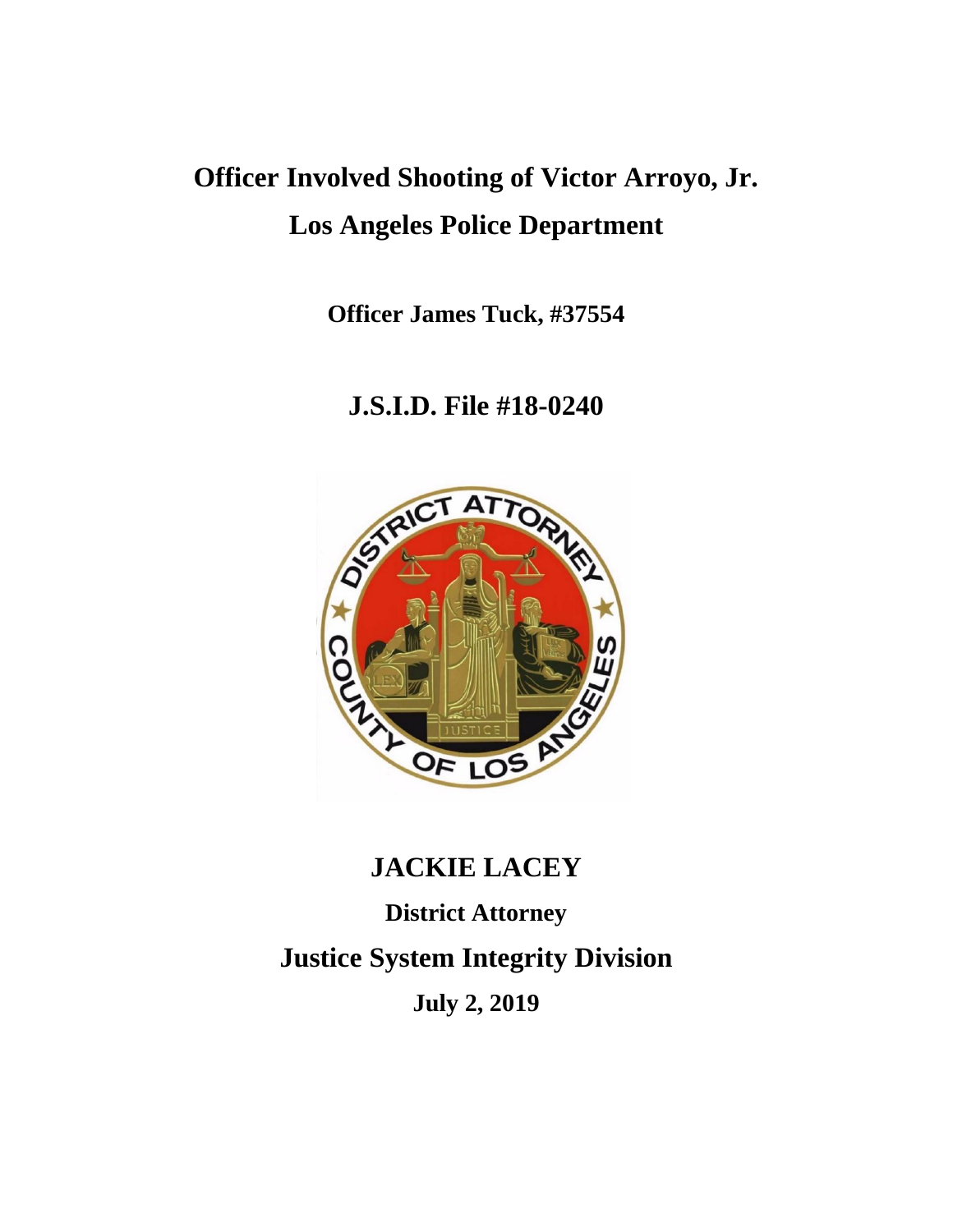# Officer Involved Shooting of Victor Arroyo, Jr.

# Los Angeles Police Department

**Officer James Tuck, #37554**

## J.S.I.D. File #18-0240

## JACKIE LACEY

**District Attorney**

## Justice System Integrity Division

**July 2, 2019**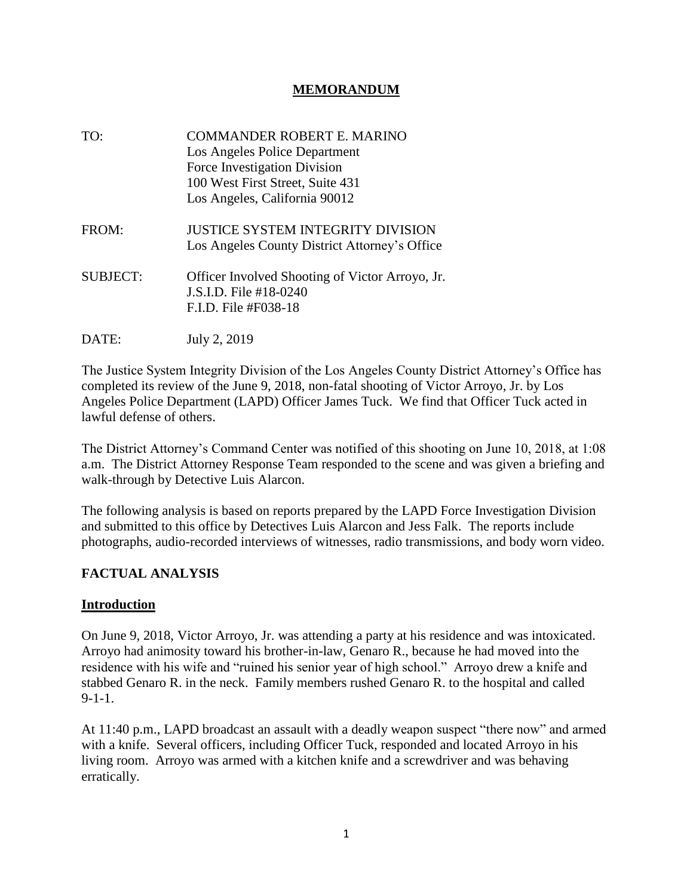# MEMORANDUM

TO: COMMANDER ROBERT E. MARINO
Los Angeles Police Department
Force Investigation Division
100 West First Street, Suite 431
Los Angeles, California 90012

FROM: JUSTICE SYSTEM INTEGRITY DIVISION
Los Angeles County District Attorney's Office

SUBJECT: Officer Involved Shooting of Victor Arroyo, Jr.
J.S.I.D. File #18-0240
F.I.D. File #F038-18

DATE: July 2, 2019

The Justice System Integrity Division of the Los Angeles County District Attorney's Office has completed its review of the June 9, 2018, non-fatal shooting of Victor Arroyo, Jr. by Los Angeles Police Department (LAPD) Officer James Tuck. We find that Officer Tuck acted in lawful defense of others.

The District Attorney's Command Center was notified of this shooting on June 10, 2018, at 1:08 a.m. The District Attorney Response Team responded to the scene and was given a briefing and walk-through by Detective Luis Alarcon.

The following analysis is based on reports prepared by the LAPD Force Investigation Division and submitted to this office by Detectives Luis Alarcon and Jess Falk. The reports include photographs, audio-recorded interviews of witnesses, radio transmissions, and body worn video.

## FACTUAL ANALYSIS

### Introduction

On June 9, 2018, Victor Arroyo, Jr. was attending a party at his residence and was intoxicated. Arroyo had animosity toward his brother-in-law, Genaro R., because he had moved into the residence with his wife and "ruined his senior year of high school." Arroyo drew a knife and stabbed Genaro R. in the neck. Family members rushed Genaro R. to the hospital and called 9-1-1.

At 11:40 p.m., LAPD broadcast an assault with a deadly weapon suspect "there now" and armed with a knife. Several officers, including Officer Tuck, responded and located Arroyo in his living room. Arroyo was armed with a kitchen knife and a screwdriver and was behaving erratically.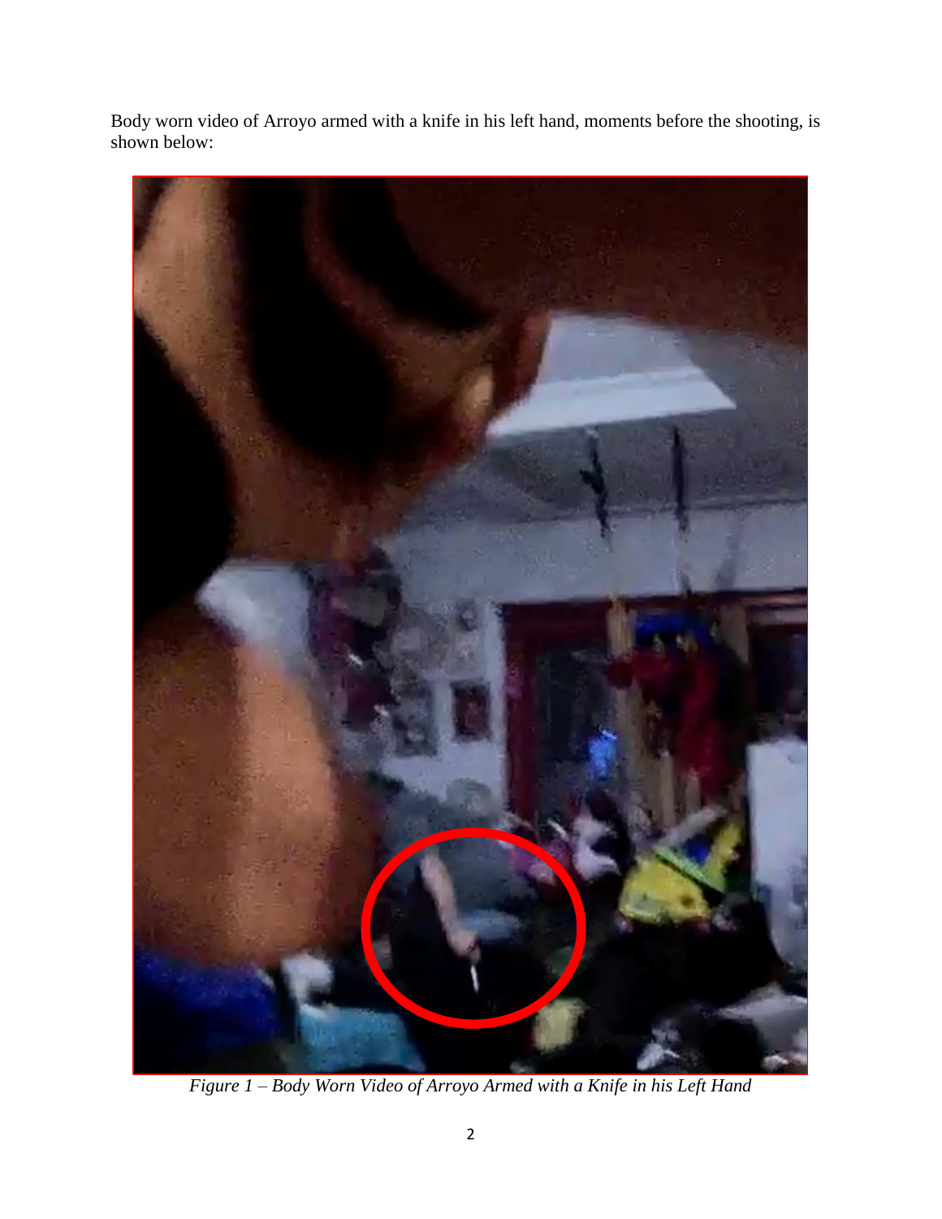Body worn video of Arroyo armed with a knife in his left hand, moments before the shooting, is shown below:

*Figure 1 – Body Worn Video of Arroyo Armed with a Knife in his Left Hand*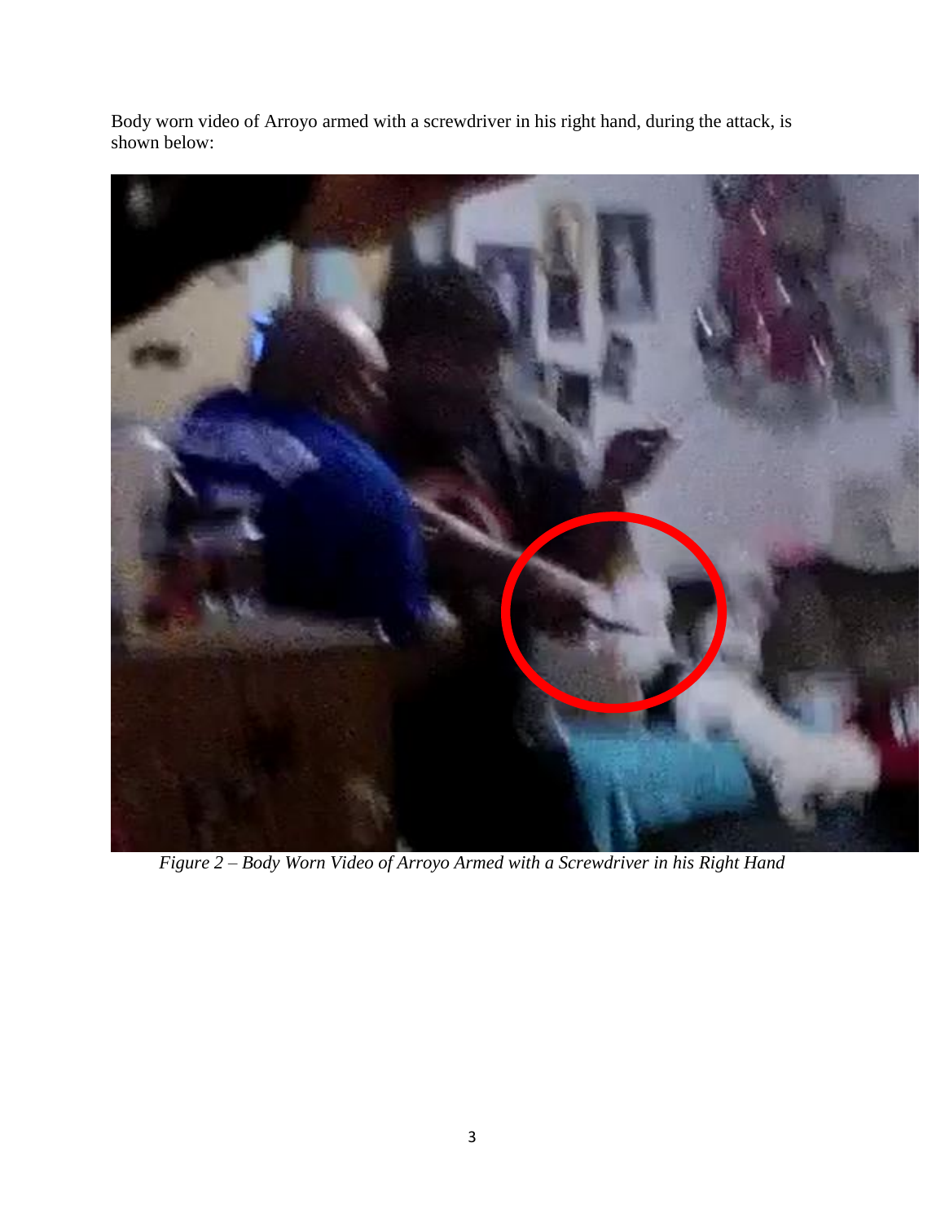Body worn video of Arroyo armed with a screwdriver in his right hand, during the attack, is shown below:

*Figure 2 – Body Worn Video of Arroyo Armed with a Screwdriver in his Right Hand*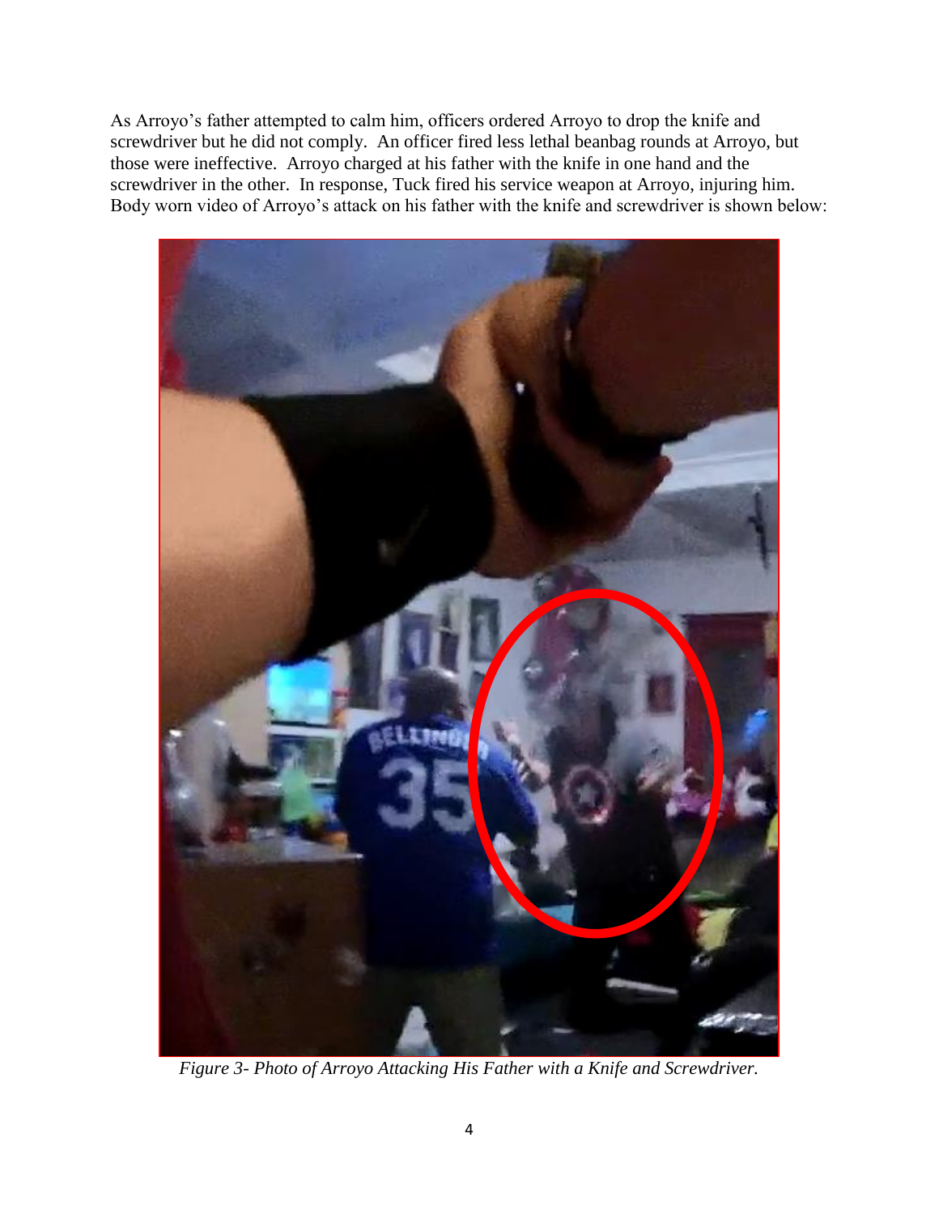As Arroyo's father attempted to calm him, officers ordered Arroyo to drop the knife and screwdriver but he did not comply. An officer fired less lethal beanbag rounds at Arroyo, but those were ineffective. Arroyo charged at his father with the knife in one hand and the screwdriver in the other. In response, Tuck fired his service weapon at Arroyo, injuring him. Body worn video of Arroyo's attack on his father with the knife and screwdriver is shown below:

*Figure 3- Photo of Arroyo Attacking His Father with a Knife and Screwdriver.*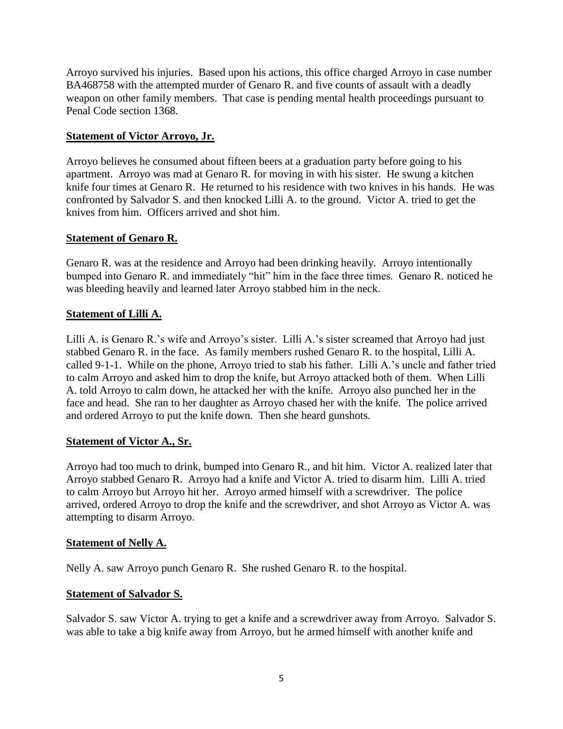Arroyo survived his injuries. Based upon his actions, this office charged Arroyo in case number BA468758 with the attempted murder of Genaro R. and five counts of assault with a deadly weapon on other family members. That case is pending mental health proceedings pursuant to Penal Code section 1368.

**Statement of Victor Arroyo, Jr.**

Arroyo believes he consumed about fifteen beers at a graduation party before going to his apartment. Arroyo was mad at Genaro R. for moving in with his sister. He swung a kitchen knife four times at Genaro R. He returned to his residence with two knives in his hands. He was confronted by Salvador S. and then knocked Lilli A. to the ground. Victor A. tried to get the knives from him. Officers arrived and shot him.

**Statement of Genaro R.**

Genaro R. was at the residence and Arroyo had been drinking heavily. Arroyo intentionally bumped into Genaro R. and immediately "hit" him in the face three times. Genaro R. noticed he was bleeding heavily and learned later Arroyo stabbed him in the neck.

**Statement of Lilli A.**

Lilli A. is Genaro R.'s wife and Arroyo's sister. Lilli A.'s sister screamed that Arroyo had just stabbed Genaro R. in the face. As family members rushed Genaro R. to the hospital, Lilli A. called 9-1-1. While on the phone, Arroyo tried to stab his father. Lilli A.'s uncle and father tried to calm Arroyo and asked him to drop the knife, but Arroyo attacked both of them. When Lilli A. told Arroyo to calm down, he attacked her with the knife. Arroyo also punched her in the face and head. She ran to her daughter as Arroyo chased her with the knife. The police arrived and ordered Arroyo to put the knife down. Then she heard gunshots.

**Statement of Victor A., Sr.**

Arroyo had too much to drink, bumped into Genaro R., and hit him. Victor A. realized later that Arroyo stabbed Genaro R. Arroyo had a knife and Victor A. tried to disarm him. Lilli A. tried to calm Arroyo but Arroyo hit her. Arroyo armed himself with a screwdriver. The police arrived, ordered Arroyo to drop the knife and the screwdriver, and shot Arroyo as Victor A. was attempting to disarm Arroyo.

**Statement of Nelly A.**

Nelly A. saw Arroyo punch Genaro R. She rushed Genaro R. to the hospital.

**Statement of Salvador S.**

Salvador S. saw Victor A. trying to get a knife and a screwdriver away from Arroyo. Salvador S. was able to take a big knife away from Arroyo, but he armed himself with another knife and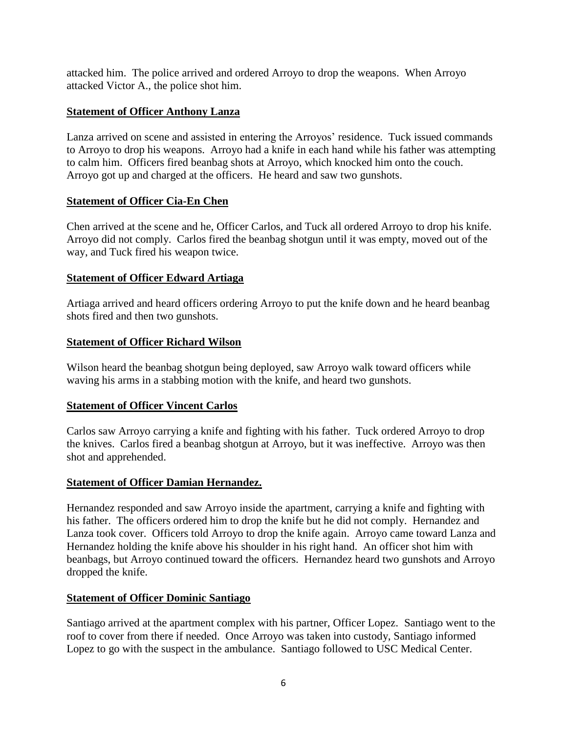attacked him. The police arrived and ordered Arroyo to drop the weapons. When Arroyo attacked Victor A., the police shot him.

**Statement of Officer Anthony Lanza**

Lanza arrived on scene and assisted in entering the Arroyos' residence. Tuck issued commands to Arroyo to drop his weapons. Arroyo had a knife in each hand while his father was attempting to calm him. Officers fired beanbag shots at Arroyo, which knocked him onto the couch. Arroyo got up and charged at the officers. He heard and saw two gunshots.

**Statement of Officer Cia-En Chen**

Chen arrived at the scene and he, Officer Carlos, and Tuck all ordered Arroyo to drop his knife. Arroyo did not comply. Carlos fired the beanbag shotgun until it was empty, moved out of the way, and Tuck fired his weapon twice.

**Statement of Officer Edward Artiaga**

Artiaga arrived and heard officers ordering Arroyo to put the knife down and he heard beanbag shots fired and then two gunshots.

**Statement of Officer Richard Wilson**

Wilson heard the beanbag shotgun being deployed, saw Arroyo walk toward officers while waving his arms in a stabbing motion with the knife, and heard two gunshots.

**Statement of Officer Vincent Carlos**

Carlos saw Arroyo carrying a knife and fighting with his father. Tuck ordered Arroyo to drop the knives. Carlos fired a beanbag shotgun at Arroyo, but it was ineffective. Arroyo was then shot and apprehended.

**Statement of Officer Damian Hernandez.**

Hernandez responded and saw Arroyo inside the apartment, carrying a knife and fighting with his father. The officers ordered him to drop the knife but he did not comply. Hernandez and Lanza took cover. Officers told Arroyo to drop the knife again. Arroyo came toward Lanza and Hernandez holding the knife above his shoulder in his right hand. An officer shot him with beanbags, but Arroyo continued toward the officers. Hernandez heard two gunshots and Arroyo dropped the knife.

**Statement of Officer Dominic Santiago**

Santiago arrived at the apartment complex with his partner, Officer Lopez. Santiago went to the roof to cover from there if needed. Once Arroyo was taken into custody, Santiago informed Lopez to go with the suspect in the ambulance. Santiago followed to USC Medical Center.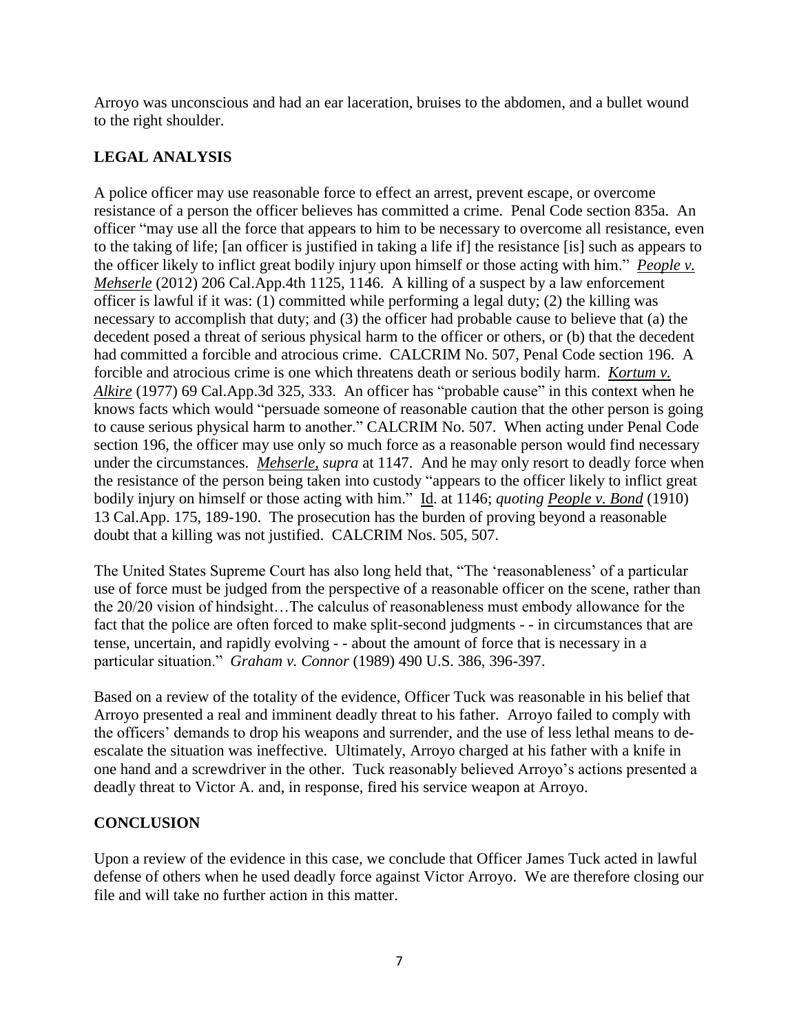Arroyo was unconscious and had an ear laceration, bruises to the abdomen, and a bullet wound to the right shoulder.

## LEGAL ANALYSIS

A police officer may use reasonable force to effect an arrest, prevent escape, or overcome resistance of a person the officer believes has committed a crime. Penal Code section 835a. An officer "may use all the force that appears to him to be necessary to overcome all resistance, even to the taking of life; [an officer is justified in taking a life if] the resistance [is] such as appears to the officer likely to inflict great bodily injury upon himself or those acting with him." *People v. Mehserle* (2012) 206 Cal.App.4th 1125, 1146. A killing of a suspect by a law enforcement officer is lawful if it was: (1) committed while performing a legal duty; (2) the killing was necessary to accomplish that duty; and (3) the officer had probable cause to believe that (a) the decedent posed a threat of serious physical harm to the officer or others, or (b) that the decedent had committed a forcible and atrocious crime. CALCRIM No. 507, Penal Code section 196. A forcible and atrocious crime is one which threatens death or serious bodily harm. *Kortum v. Alkire* (1977) 69 Cal.App.3d 325, 333. An officer has "probable cause" in this context when he knows facts which would "persuade someone of reasonable caution that the other person is going to cause serious physical harm to another." CALCRIM No. 507. When acting under Penal Code section 196, the officer may use only so much force as a reasonable person would find necessary under the circumstances. *Mehserle, supra* at 1147. And he may only resort to deadly force when the resistance of the person being taken into custody "appears to the officer likely to inflict great bodily injury on himself or those acting with him." Id. at 1146; *quoting People v. Bond* (1910) 13 Cal.App. 175, 189-190. The prosecution has the burden of proving beyond a reasonable doubt that a killing was not justified. CALCRIM Nos. 505, 507.

The United States Supreme Court has also long held that, "The 'reasonableness' of a particular use of force must be judged from the perspective of a reasonable officer on the scene, rather than the 20/20 vision of hindsight…The calculus of reasonableness must embody allowance for the fact that the police are often forced to make split-second judgments - - in circumstances that are tense, uncertain, and rapidly evolving - - about the amount of force that is necessary in a particular situation." *Graham v. Connor* (1989) 490 U.S. 386, 396-397.

Based on a review of the totality of the evidence, Officer Tuck was reasonable in his belief that Arroyo presented a real and imminent deadly threat to his father. Arroyo failed to comply with the officers' demands to drop his weapons and surrender, and the use of less lethal means to de-escalate the situation was ineffective. Ultimately, Arroyo charged at his father with a knife in one hand and a screwdriver in the other. Tuck reasonably believed Arroyo's actions presented a deadly threat to Victor A. and, in response, fired his service weapon at Arroyo.

## CONCLUSION

Upon a review of the evidence in this case, we conclude that Officer James Tuck acted in lawful defense of others when he used deadly force against Victor Arroyo. We are therefore closing our file and will take no further action in this matter.